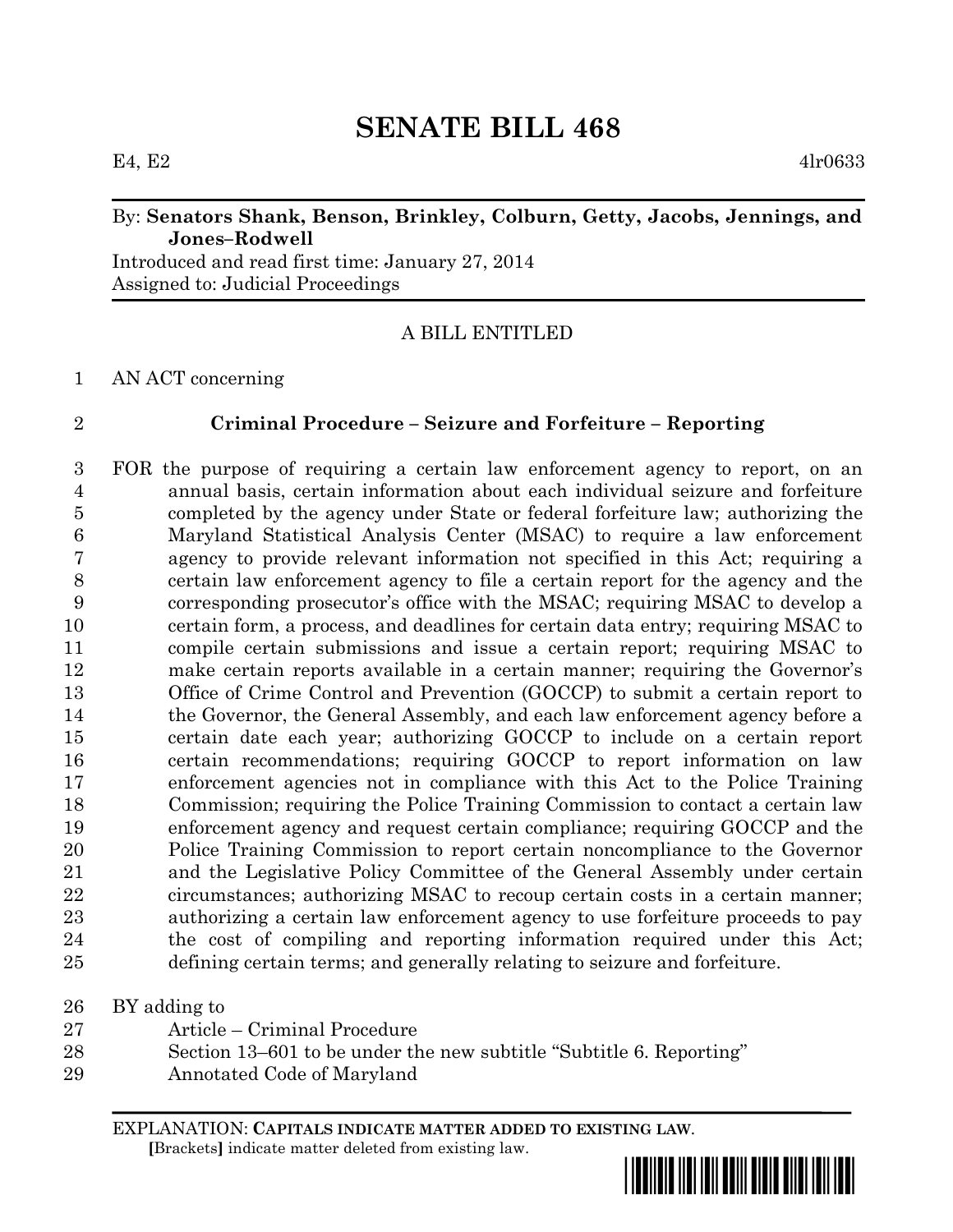# SENATE BILL 468

E4, E2 4lr0633

By: **Senators Shank, Benson, Brinkley, Colburn, Getty, Jacobs, Jennings, and Jones–Rodwell**

Introduced and read first time: January 27, 2014

Assigned to: Judicial Proceedings

A BILL ENTITLED

1 AN ACT concerning

2 **Criminal Procedure – Seizure and Forfeiture – Reporting**

3 FOR the purpose of requiring a certain law enforcement agency to report, on an
4 annual basis, certain information about each individual seizure and forfeiture
5 completed by the agency under State or federal forfeiture law; authorizing the
6 Maryland Statistical Analysis Center (MSAC) to require a law enforcement
7 agency to provide relevant information not specified in this Act; requiring a
8 certain law enforcement agency to file a certain report for the agency and the
9 corresponding prosecutor's office with the MSAC; requiring MSAC to develop a
10 certain form, a process, and deadlines for certain data entry; requiring MSAC to
11 compile certain submissions and issue a certain report; requiring MSAC to
12 make certain reports available in a certain manner; requiring the Governor's
13 Office of Crime Control and Prevention (GOCCP) to submit a certain report to
14 the Governor, the General Assembly, and each law enforcement agency before a
15 certain date each year; authorizing GOCCP to include on a certain report
16 certain recommendations; requiring GOCCP to report information on law
17 enforcement agencies not in compliance with this Act to the Police Training
18 Commission; requiring the Police Training Commission to contact a certain law
19 enforcement agency and request certain compliance; requiring GOCCP and the
20 Police Training Commission to report certain noncompliance to the Governor
21 and the Legislative Policy Committee of the General Assembly under certain
22 circumstances; authorizing MSAC to recoup certain costs in a certain manner;
23 authorizing a certain law enforcement agency to use forfeiture proceeds to pay
24 the cost of compiling and reporting information required under this Act;
25 defining certain terms; and generally relating to seizure and forfeiture.

26 BY adding to
27 Article – Criminal Procedure
28 Section 13–601 to be under the new subtitle "Subtitle 6. Reporting"
29 Annotated Code of Maryland

EXPLANATION: **CAPITALS INDICATE MATTER ADDED TO EXISTING LAW.**
**[**Brackets**]** indicate matter deleted from existing law.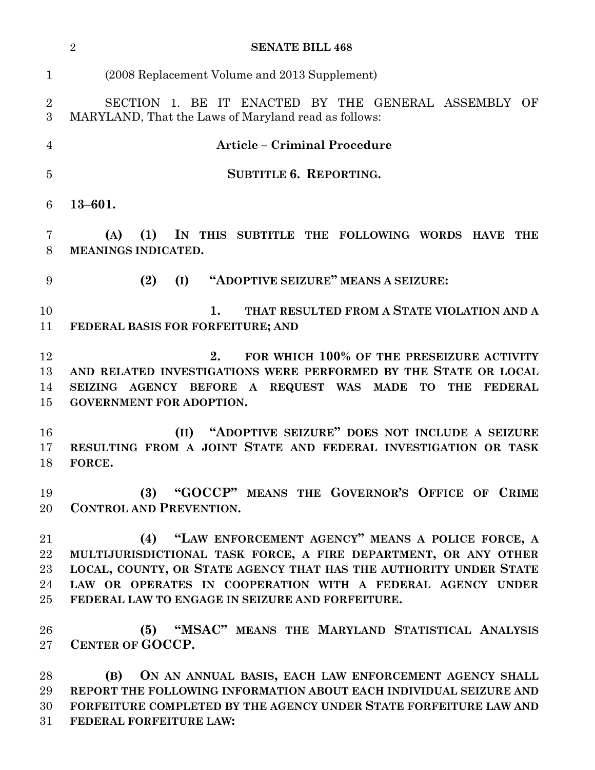(2008 Replacement Volume and 2013 Supplement)

SECTION 1. BE IT ENACTED BY THE GENERAL ASSEMBLY OF MARYLAND, That the Laws of Maryland read as follows:

**Article – Criminal Procedure**

**SUBTITLE 6. REPORTING.**

**13–601.**

**(A) (1) IN THIS SUBTITLE THE FOLLOWING WORDS HAVE THE MEANINGS INDICATED.**

**(2) (I) "ADOPTIVE SEIZURE" MEANS A SEIZURE:**

**1. THAT RESULTED FROM A STATE VIOLATION AND A FEDERAL BASIS FOR FORFEITURE; AND**

**2. FOR WHICH 100% OF THE PRESEIZURE ACTIVITY AND RELATED INVESTIGATIONS WERE PERFORMED BY THE STATE OR LOCAL SEIZING AGENCY BEFORE A REQUEST WAS MADE TO THE FEDERAL GOVERNMENT FOR ADOPTION.**

**(II) "ADOPTIVE SEIZURE" DOES NOT INCLUDE A SEIZURE RESULTING FROM A JOINT STATE AND FEDERAL INVESTIGATION OR TASK FORCE.**

**(3) "GOCCP" MEANS THE GOVERNOR'S OFFICE OF CRIME CONTROL AND PREVENTION.**

**(4) "LAW ENFORCEMENT AGENCY" MEANS A POLICE FORCE, A MULTIJURISDICTIONAL TASK FORCE, A FIRE DEPARTMENT, OR ANY OTHER LOCAL, COUNTY, OR STATE AGENCY THAT HAS THE AUTHORITY UNDER STATE LAW OR OPERATES IN COOPERATION WITH A FEDERAL AGENCY UNDER FEDERAL LAW TO ENGAGE IN SEIZURE AND FORFEITURE.**

**(5) "MSAC" MEANS THE MARYLAND STATISTICAL ANALYSIS CENTER OF GOCCP.**

**(B) ON AN ANNUAL BASIS, EACH LAW ENFORCEMENT AGENCY SHALL REPORT THE FOLLOWING INFORMATION ABOUT EACH INDIVIDUAL SEIZURE AND FORFEITURE COMPLETED BY THE AGENCY UNDER STATE FORFEITURE LAW AND FEDERAL FORFEITURE LAW:**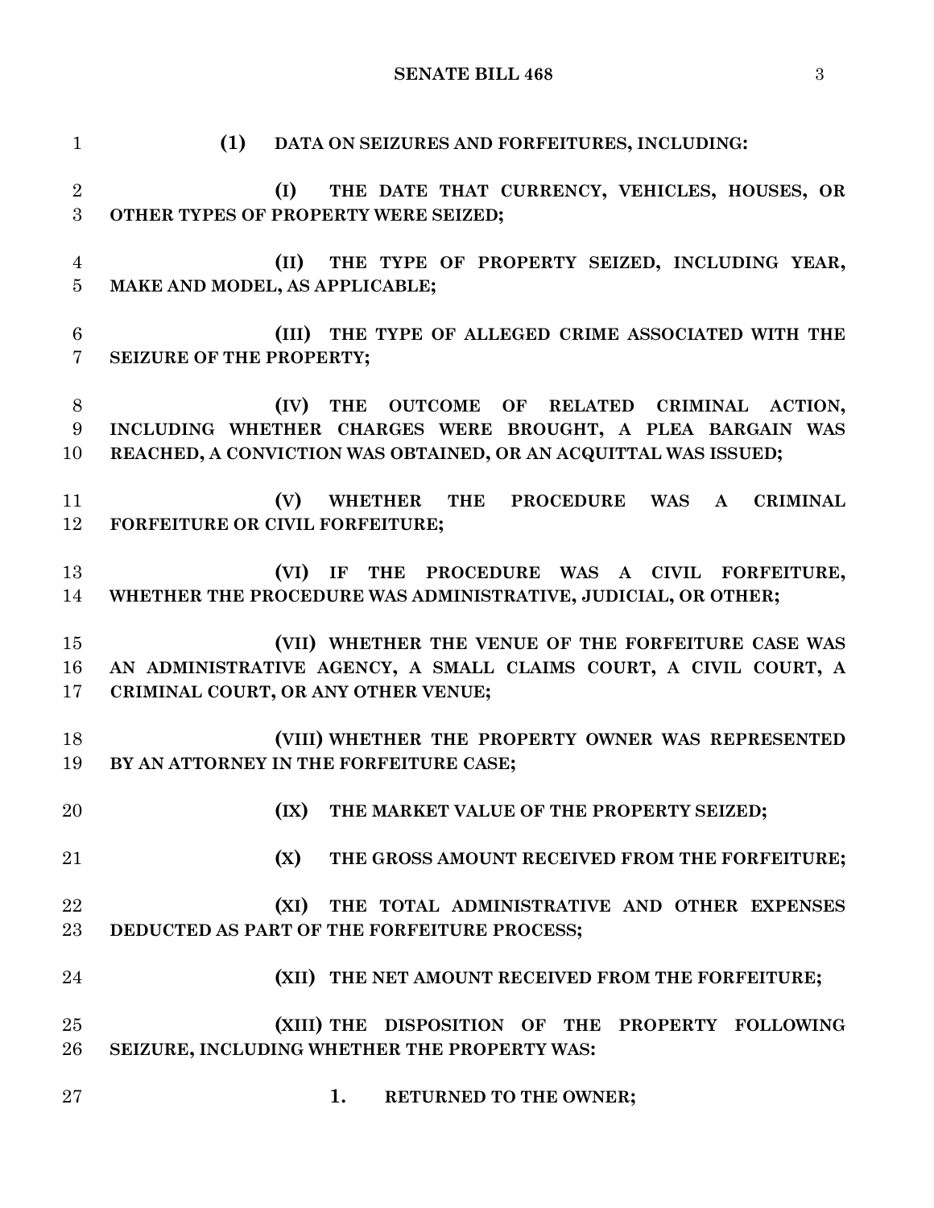**(1) DATA ON SEIZURES AND FORFEITURES, INCLUDING:**

**(I) THE DATE THAT CURRENCY, VEHICLES, HOUSES, OR OTHER TYPES OF PROPERTY WERE SEIZED;**

**(II) THE TYPE OF PROPERTY SEIZED, INCLUDING YEAR, MAKE AND MODEL, AS APPLICABLE;**

**(III) THE TYPE OF ALLEGED CRIME ASSOCIATED WITH THE SEIZURE OF THE PROPERTY;**

**(IV) THE OUTCOME OF RELATED CRIMINAL ACTION, INCLUDING WHETHER CHARGES WERE BROUGHT, A PLEA BARGAIN WAS REACHED, A CONVICTION WAS OBTAINED, OR AN ACQUITTAL WAS ISSUED;**

**(V) WHETHER THE PROCEDURE WAS A CRIMINAL FORFEITURE OR CIVIL FORFEITURE;**

**(VI) IF THE PROCEDURE WAS A CIVIL FORFEITURE, WHETHER THE PROCEDURE WAS ADMINISTRATIVE, JUDICIAL, OR OTHER;**

**(VII) WHETHER THE VENUE OF THE FORFEITURE CASE WAS AN ADMINISTRATIVE AGENCY, A SMALL CLAIMS COURT, A CIVIL COURT, A CRIMINAL COURT, OR ANY OTHER VENUE;**

**(VIII) WHETHER THE PROPERTY OWNER WAS REPRESENTED BY AN ATTORNEY IN THE FORFEITURE CASE;**

**(IX) THE MARKET VALUE OF THE PROPERTY SEIZED;**

**(X) THE GROSS AMOUNT RECEIVED FROM THE FORFEITURE;**

**(XI) THE TOTAL ADMINISTRATIVE AND OTHER EXPENSES DEDUCTED AS PART OF THE FORFEITURE PROCESS;**

**(XII) THE NET AMOUNT RECEIVED FROM THE FORFEITURE;**

**(XIII) THE DISPOSITION OF THE PROPERTY FOLLOWING SEIZURE, INCLUDING WHETHER THE PROPERTY WAS:**

**1. RETURNED TO THE OWNER;**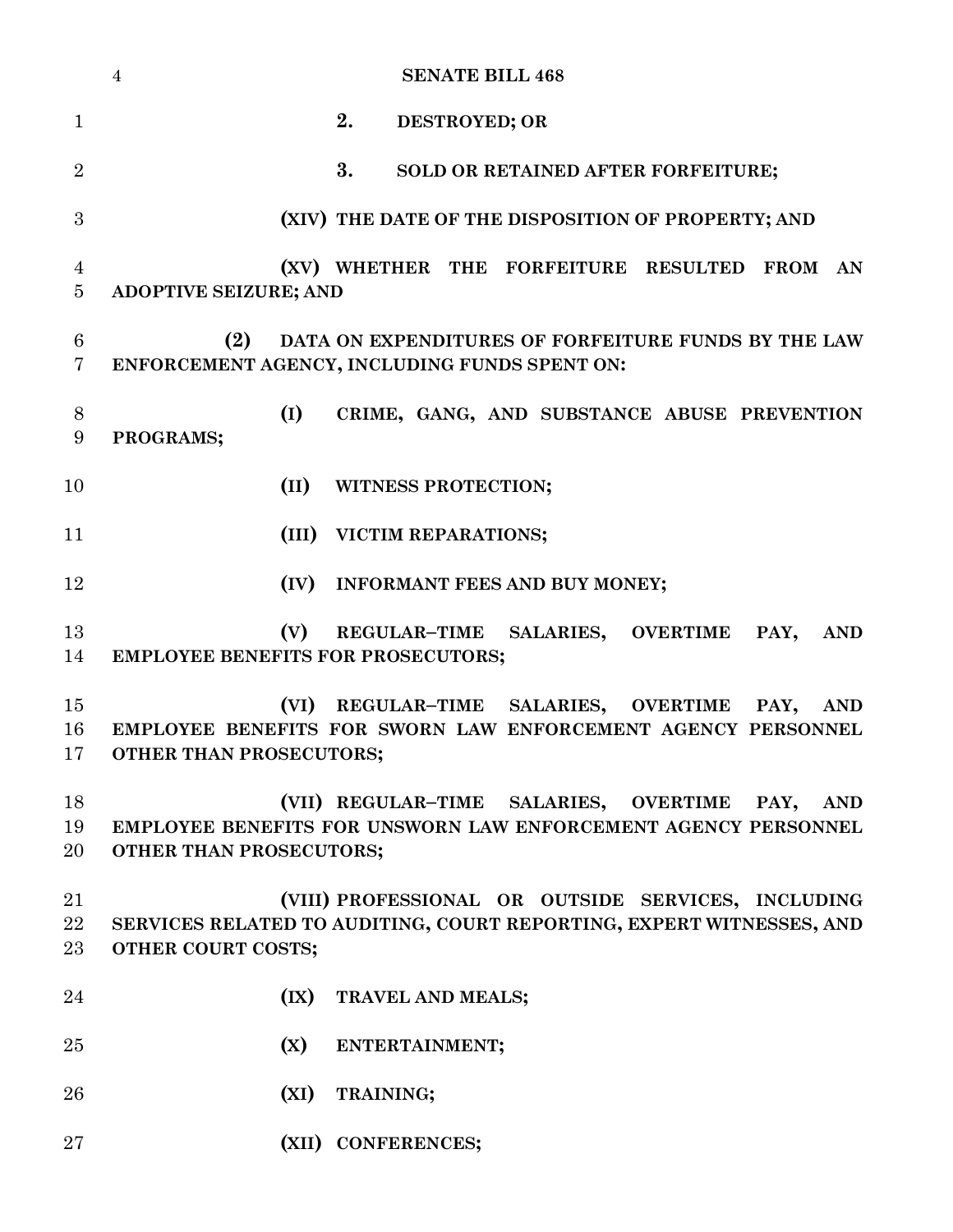2. DESTROYED; OR

3. SOLD OR RETAINED AFTER FORFEITURE;

(XIV) THE DATE OF THE DISPOSITION OF PROPERTY; AND

(XV) WHETHER THE FORFEITURE RESULTED FROM AN ADOPTIVE SEIZURE; AND

(2) DATA ON EXPENDITURES OF FORFEITURE FUNDS BY THE LAW ENFORCEMENT AGENCY, INCLUDING FUNDS SPENT ON:

(I) CRIME, GANG, AND SUBSTANCE ABUSE PREVENTION PROGRAMS;

(II) WITNESS PROTECTION;

(III) VICTIM REPARATIONS;

(IV) INFORMANT FEES AND BUY MONEY;

(V) REGULAR–TIME SALARIES, OVERTIME PAY, AND EMPLOYEE BENEFITS FOR PROSECUTORS;

(VI) REGULAR–TIME SALARIES, OVERTIME PAY, AND EMPLOYEE BENEFITS FOR SWORN LAW ENFORCEMENT AGENCY PERSONNEL OTHER THAN PROSECUTORS;

(VII) REGULAR–TIME SALARIES, OVERTIME PAY, AND EMPLOYEE BENEFITS FOR UNSWORN LAW ENFORCEMENT AGENCY PERSONNEL OTHER THAN PROSECUTORS;

(VIII) PROFESSIONAL OR OUTSIDE SERVICES, INCLUDING SERVICES RELATED TO AUDITING, COURT REPORTING, EXPERT WITNESSES, AND OTHER COURT COSTS;

(IX) TRAVEL AND MEALS;

(X) ENTERTAINMENT;

(XI) TRAINING;

(XII) CONFERENCES;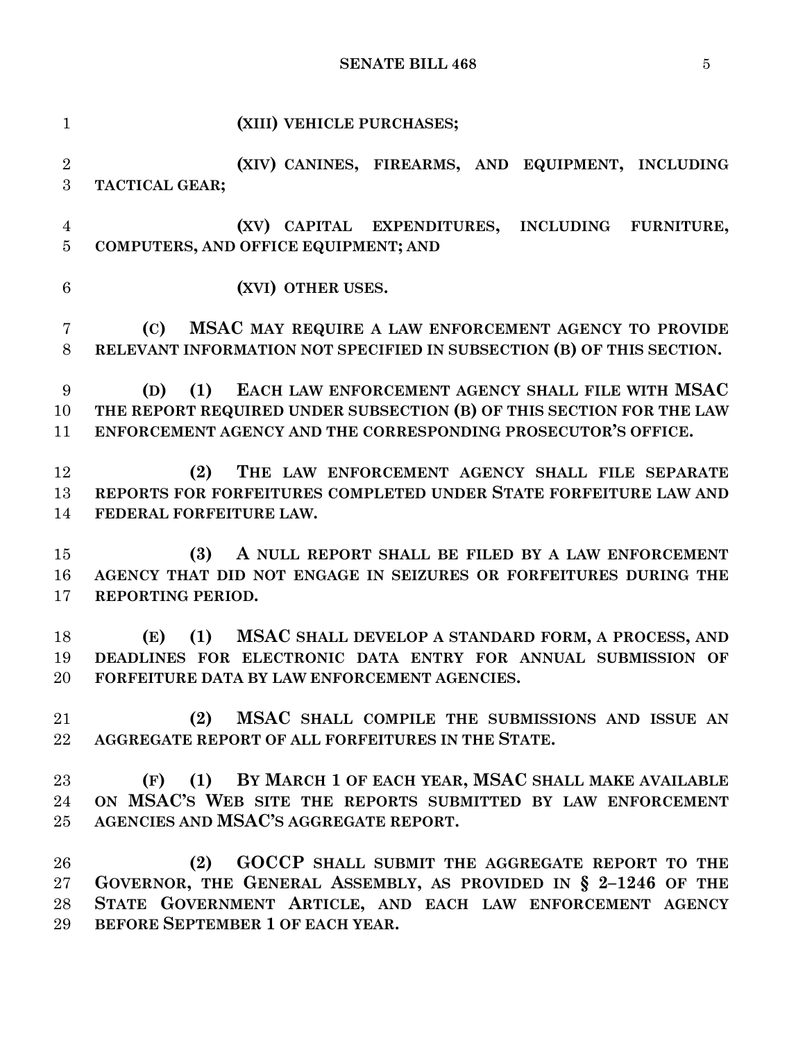**(XIII) VEHICLE PURCHASES;**

**(XIV) CANINES, FIREARMS, AND EQUIPMENT, INCLUDING TACTICAL GEAR;**

**(XV) CAPITAL EXPENDITURES, INCLUDING FURNITURE, COMPUTERS, AND OFFICE EQUIPMENT; AND**

**(XVI) OTHER USES.**

**(C) MSAC MAY REQUIRE A LAW ENFORCEMENT AGENCY TO PROVIDE RELEVANT INFORMATION NOT SPECIFIED IN SUBSECTION (B) OF THIS SECTION.**

**(D) (1) EACH LAW ENFORCEMENT AGENCY SHALL FILE WITH MSAC THE REPORT REQUIRED UNDER SUBSECTION (B) OF THIS SECTION FOR THE LAW ENFORCEMENT AGENCY AND THE CORRESPONDING PROSECUTOR'S OFFICE.**

**(2) THE LAW ENFORCEMENT AGENCY SHALL FILE SEPARATE REPORTS FOR FORFEITURES COMPLETED UNDER STATE FORFEITURE LAW AND FEDERAL FORFEITURE LAW.**

**(3) A NULL REPORT SHALL BE FILED BY A LAW ENFORCEMENT AGENCY THAT DID NOT ENGAGE IN SEIZURES OR FORFEITURES DURING THE REPORTING PERIOD.**

**(E) (1) MSAC SHALL DEVELOP A STANDARD FORM, A PROCESS, AND DEADLINES FOR ELECTRONIC DATA ENTRY FOR ANNUAL SUBMISSION OF FORFEITURE DATA BY LAW ENFORCEMENT AGENCIES.**

**(2) MSAC SHALL COMPILE THE SUBMISSIONS AND ISSUE AN AGGREGATE REPORT OF ALL FORFEITURES IN THE STATE.**

**(F) (1) BY MARCH 1 OF EACH YEAR, MSAC SHALL MAKE AVAILABLE ON MSAC'S WEB SITE THE REPORTS SUBMITTED BY LAW ENFORCEMENT AGENCIES AND MSAC'S AGGREGATE REPORT.**

**(2) GOCCP SHALL SUBMIT THE AGGREGATE REPORT TO THE GOVERNOR, THE GENERAL ASSEMBLY, AS PROVIDED IN § 2–1246 OF THE STATE GOVERNMENT ARTICLE, AND EACH LAW ENFORCEMENT AGENCY BEFORE SEPTEMBER 1 OF EACH YEAR.**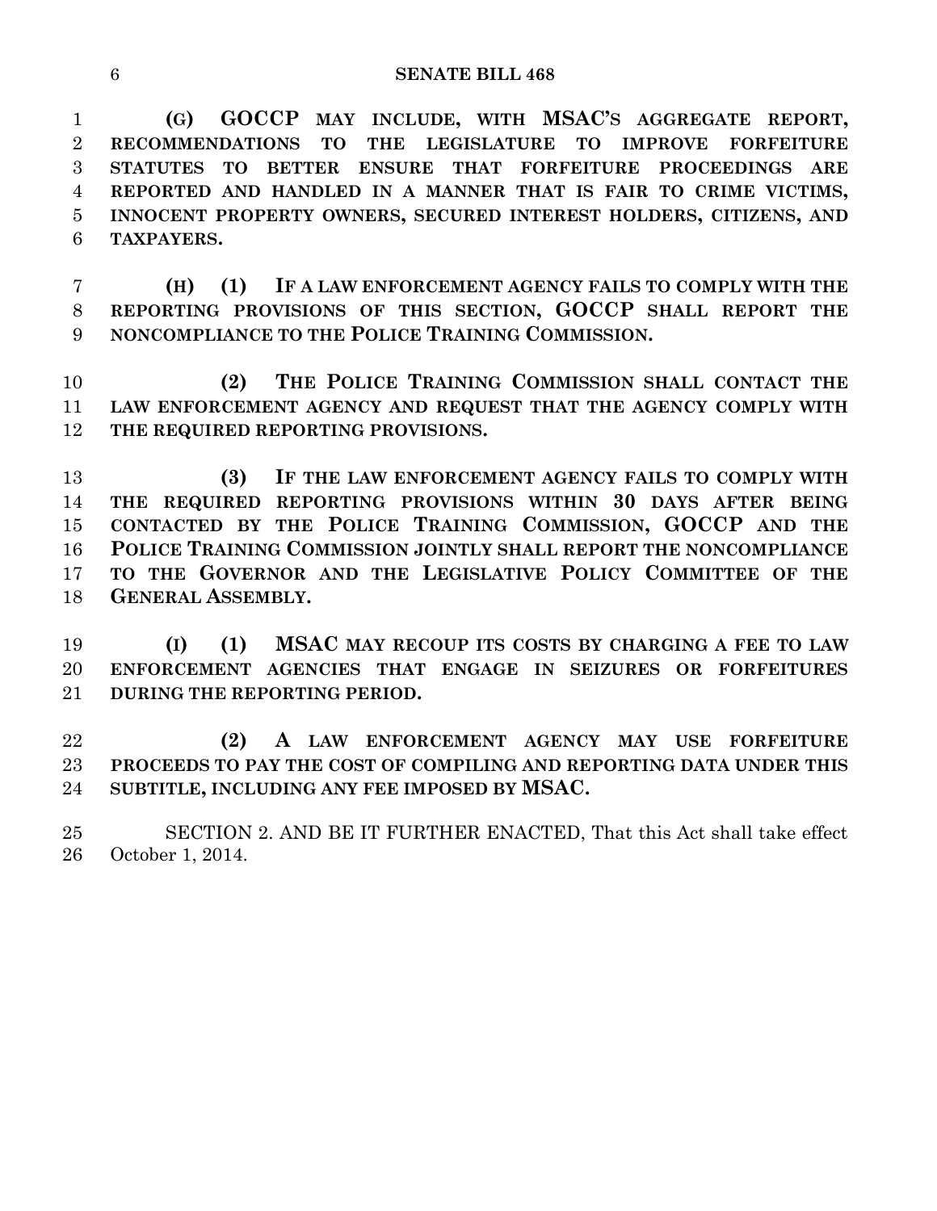**(G) GOCCP MAY INCLUDE, WITH MSAC'S AGGREGATE REPORT, RECOMMENDATIONS TO THE LEGISLATURE TO IMPROVE FORFEITURE STATUTES TO BETTER ENSURE THAT FORFEITURE PROCEEDINGS ARE REPORTED AND HANDLED IN A MANNER THAT IS FAIR TO CRIME VICTIMS, INNOCENT PROPERTY OWNERS, SECURED INTEREST HOLDERS, CITIZENS, AND TAXPAYERS.**

**(H) (1) IF A LAW ENFORCEMENT AGENCY FAILS TO COMPLY WITH THE REPORTING PROVISIONS OF THIS SECTION, GOCCP SHALL REPORT THE NONCOMPLIANCE TO THE POLICE TRAINING COMMISSION.**

**(2) THE POLICE TRAINING COMMISSION SHALL CONTACT THE LAW ENFORCEMENT AGENCY AND REQUEST THAT THE AGENCY COMPLY WITH THE REQUIRED REPORTING PROVISIONS.**

**(3) IF THE LAW ENFORCEMENT AGENCY FAILS TO COMPLY WITH THE REQUIRED REPORTING PROVISIONS WITHIN 30 DAYS AFTER BEING CONTACTED BY THE POLICE TRAINING COMMISSION, GOCCP AND THE POLICE TRAINING COMMISSION JOINTLY SHALL REPORT THE NONCOMPLIANCE TO THE GOVERNOR AND THE LEGISLATIVE POLICY COMMITTEE OF THE GENERAL ASSEMBLY.**

**(I) (1) MSAC MAY RECOUP ITS COSTS BY CHARGING A FEE TO LAW ENFORCEMENT AGENCIES THAT ENGAGE IN SEIZURES OR FORFEITURES DURING THE REPORTING PERIOD.**

**(2) A LAW ENFORCEMENT AGENCY MAY USE FORFEITURE PROCEEDS TO PAY THE COST OF COMPILING AND REPORTING DATA UNDER THIS SUBTITLE, INCLUDING ANY FEE IMPOSED BY MSAC.**

SECTION 2. AND BE IT FURTHER ENACTED, That this Act shall take effect October 1, 2014.